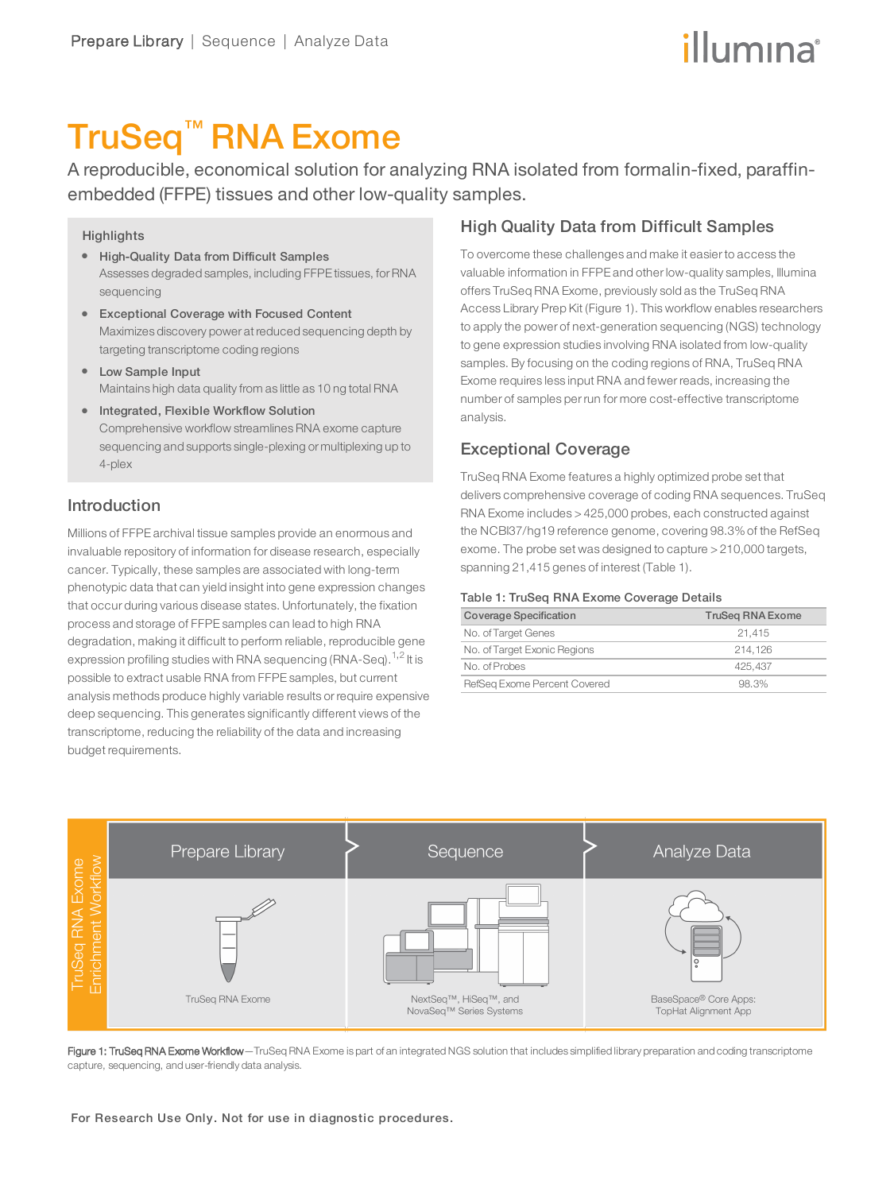# TruSeq™ RNA Exome

A reproducible, economical solution for analyzing RNA isolated from formalin-fixed, paraffin-embedded (FFPE) tissues and other low-quality samples.

## Highlights

- **High-Quality Data from Difficult Samples**
  Assesses degraded samples, including FFPE tissues, for RNA sequencing
- **Exceptional Coverage with Focused Content**
  Maximizes discovery power at reduced sequencing depth by targeting transcriptome coding regions
- **Low Sample Input**
  Maintains high data quality from as little as 10 ng total RNA
- **Integrated, Flexible Workflow Solution**
  Comprehensive workflow streamlines RNA exome capture sequencing and supports single-plexing or multiplexing up to 4-plex

## Introduction

Millions of FFPE archival tissue samples provide an enormous and invaluable repository of information for disease research, especially cancer. Typically, these samples are associated with long-term phenotypic data that can yield insight into gene expression changes that occur during various disease states. Unfortunately, the fixation process and storage of FFPE samples can lead to high RNA degradation, making it difficult to perform reliable, reproducible gene expression profiling studies with RNA sequencing (RNA-Seq).[1,2] It is possible to extract usable RNA from FFPE samples, but current analysis methods produce highly variable results or require expensive deep sequencing. This generates significantly different views of the transcriptome, reducing the reliability of the data and increasing budget requirements.

## High Quality Data from Difficult Samples

To overcome these challenges and make it easier to access the valuable information in FFPE and other low-quality samples, Illumina offers TruSeq RNA Exome, previously sold as the TruSeq RNA Access Library Prep Kit (Figure 1). This workflow enables researchers to apply the power of next-generation sequencing (NGS) technology to gene expression studies involving RNA isolated from low-quality samples. By focusing on the coding regions of RNA, TruSeq RNA Exome requires less input RNA and fewer reads, increasing the number of samples per run for more cost-effective transcriptome analysis.

## Exceptional Coverage

TruSeq RNA Exome features a highly optimized probe set that delivers comprehensive coverage of coding RNA sequences. TruSeq RNA Exome includes > 425,000 probes, each constructed against the NCBI37/hg19 reference genome, covering 98.3% of the RefSeq exome. The probe set was designed to capture > 210,000 targets, spanning 21,415 genes of interest (Table 1).

**Table 1: TruSeq RNA Exome Coverage Details**

| Coverage Specification | TruSeq RNA Exome |
|---|---|
| No. of Target Genes | 21,415 |
| No. of Target Exonic Regions | 214,126 |
| No. of Probes | 425,437 |
| RefSeq Exome Percent Covered | 98.3% |

TruSeq RNA Exome Enrichment Workflow

| Prepare Library | Sequence | Analyze Data |
|---|---|---|
| TruSeq RNA Exome | NextSeq™, HiSeq™, and NovaSeq™ Series Systems | BaseSpace® Core Apps: TopHat Alignment App |

**Figure 1: TruSeq RNA Exome Workflow**—TruSeq RNA Exome is part of an integrated NGS solution that includes simplified library preparation and coding transcriptome capture, sequencing, and user-friendly data analysis.

For Research Use Only. Not for use in diagnostic procedures.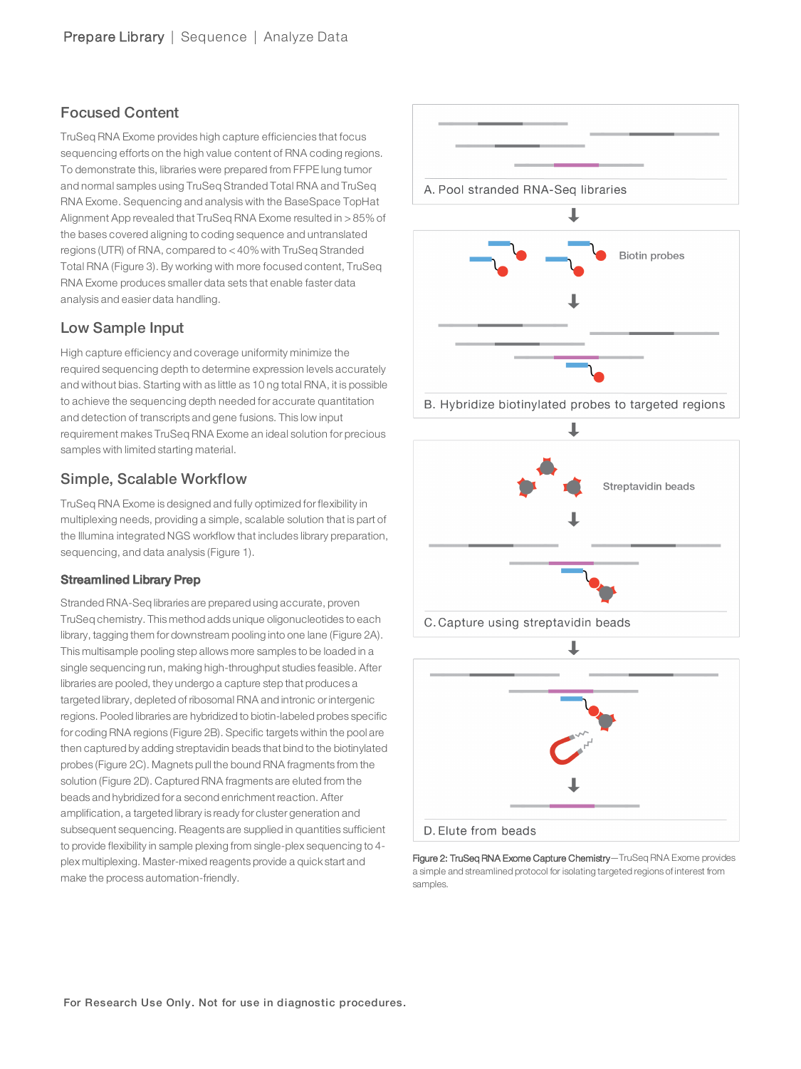## Focused Content

TruSeq RNA Exome provides high capture efficiencies that focus sequencing efforts on the high value content of RNA coding regions. To demonstrate this, libraries were prepared from FFPE lung tumor and normal samples using TruSeq Stranded Total RNA and TruSeq RNA Exome. Sequencing and analysis with the BaseSpace TopHat Alignment App revealed that TruSeq RNA Exome resulted in > 85% of the bases covered aligning to coding sequence and untranslated regions (UTR) of RNA, compared to < 40% with TruSeq Stranded Total RNA (Figure 3). By working with more focused content, TruSeq RNA Exome produces smaller data sets that enable faster data analysis and easier data handling.

## Low Sample Input

High capture efficiency and coverage uniformity minimize the required sequencing depth to determine expression levels accurately and without bias. Starting with as little as 10 ng total RNA, it is possible to achieve the sequencing depth needed for accurate quantitation and detection of transcripts and gene fusions. This low input requirement makes TruSeq RNA Exome an ideal solution for precious samples with limited starting material.

## Simple, Scalable Workflow

TruSeq RNA Exome is designed and fully optimized for flexibility in multiplexing needs, providing a simple, scalable solution that is part of the Illumina integrated NGS workflow that includes library preparation, sequencing, and data analysis (Figure 1).

### Streamlined Library Prep

Stranded RNA-Seq libraries are prepared using accurate, proven TruSeq chemistry. This method adds unique oligonucleotides to each library, tagging them for downstream pooling into one lane (Figure 2A). This multisample pooling step allows more samples to be loaded in a single sequencing run, making high-throughput studies feasible. After libraries are pooled, they undergo a capture step that produces a targeted library, depleted of ribosomal RNA and intronic or intergenic regions. Pooled libraries are hybridized to biotin-labeled probes specific for coding RNA regions (Figure 2B). Specific targets within the pool are then captured by adding streptavidin beads that bind to the biotinylated probes (Figure 2C). Magnets pull the bound RNA fragments from the solution (Figure 2D). Captured RNA fragments are eluted from the beads and hybridized for a second enrichment reaction. After amplification, a targeted library is ready for cluster generation and subsequent sequencing. Reagents are supplied in quantities sufficient to provide flexibility in sample plexing from single-plex sequencing to 4-plex multiplexing. Master-mixed reagents provide a quick start and make the process automation-friendly.

A. Pool stranded RNA-Seq libraries

Biotin probes

B. Hybridize biotinylated probes to targeted regions

Streptavidin beads

C. Capture using streptavidin beads

D. Elute from beads

**Figure 2: TruSeq RNA Exome Capture Chemistry**—TruSeq RNA Exome provides a simple and streamlined protocol for isolating targeted regions of interest from samples.

For Research Use Only. Not for use in diagnostic procedures.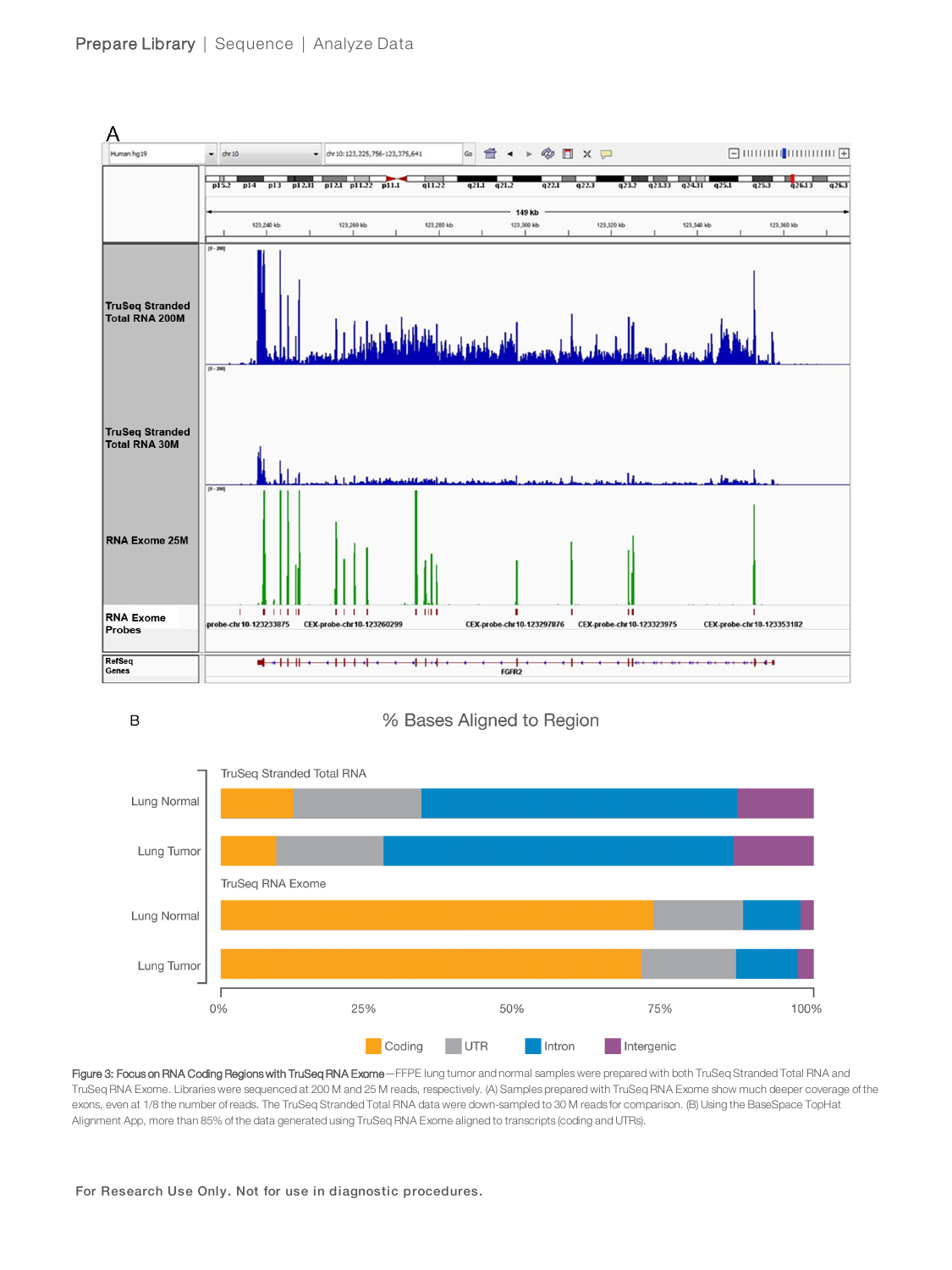Figure 3: Focus on RNA Coding Regions with TruSeq RNA Exome—FFPE lung tumor and normal samples were prepared with both TruSeq Stranded Total RNA and TruSeq RNA Exome. Libraries were sequenced at 200 M and 25 M reads, respectively. (A) Samples prepared with TruSeq RNA Exome show much deeper coverage of the exons, even at 1/8 the number of reads. The TruSeq Stranded Total RNA data were down-sampled to 30 M reads for comparison. (B) Using the BaseSpace TopHat Alignment App, more than 85% of the data generated using TruSeq RNA Exome aligned to transcripts (coding and UTRs).

For Research Use Only. Not for use in diagnostic procedures.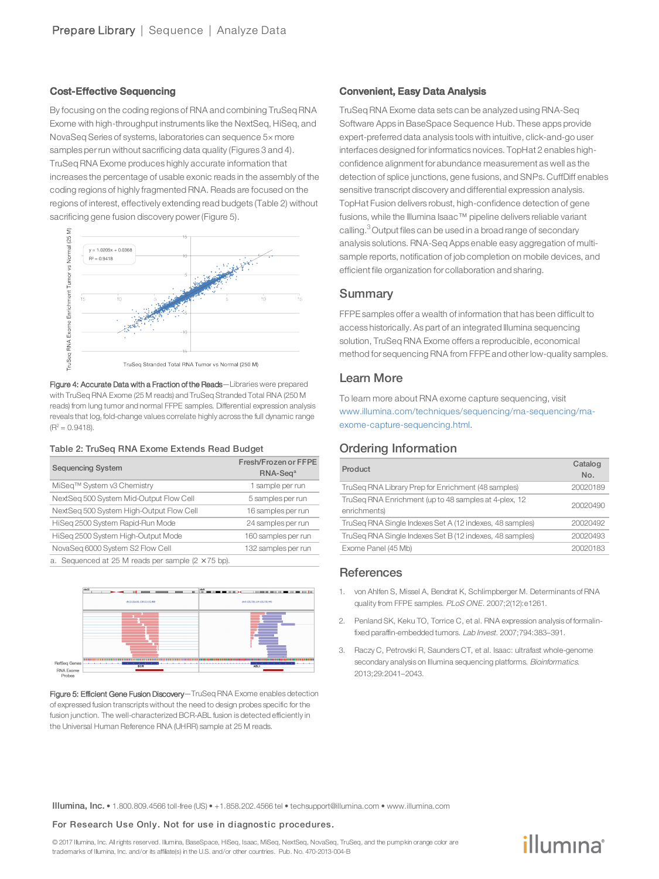## Cost-Effective Sequencing

By focusing on the coding regions of RNA and combining TruSeq RNA Exome with high-throughput instruments like the NextSeq, HiSeq, and NovaSeq Series of systems, laboratories can sequence 5× more samples per run without sacrificing data quality (Figures 3 and 4). TruSeq RNA Exome produces highly accurate information that increases the percentage of usable exonic reads in the assembly of the coding regions of highly fragmented RNA. Reads are focused on the regions of interest, effectively extending read budgets (Table 2) without sacrificing gene fusion discovery power (Figure 5).

y = 1.0205x + 0.0368

$R^2$ = 0.9418

TruSeq RNA Exome Enrichment Tumor vs Normal (25 M)

TruSeq Stranded Total RNA Tumor vs Normal (250 M)

Figure 4: Accurate Data with a Fraction of the Reads—Libraries were prepared with TruSeq RNA Exome (25 M reads) and TruSeq Stranded Total RNA (250 M reads) from lung tumor and normal FFPE samples. Differential expression analysis reveals that $\log_2$ fold-change values correlate highly across the full dynamic range ($R^2$ = 0.9418).

**Table 2: TruSeq RNA Exome Extends Read Budget**

| Sequencing System | Fresh/Frozen or FFPE RNA-Seq[a] |
|---|---|
| MiSeq™ System v3 Chemistry | 1 sample per run |
| NextSeq 500 System Mid-Output Flow Cell | 5 samples per run |
| NextSeq 500 System High-Output Flow Cell | 16 samples per run |
| HiSeq 2500 System Rapid-Run Mode | 24 samples per run |
| HiSeq 2500 System High-Output Mode | 160 samples per run |
| NovaSeq 6000 System S2 Flow Cell | 132 samples per run |

a. Sequenced at 25 M reads per sample (2 × 75 bp).

RefSeq Genes

RNA Exome Probes

BCR

ABL1

Figure 5: Efficient Gene Fusion Discovery—TruSeq RNA Exome enables detection of expressed fusion transcripts without the need to design probes specific for the fusion junction. The well-characterized BCR-ABL fusion is detected efficiently in the Universal Human Reference RNA (UHRR) sample at 25 M reads.

## Convenient, Easy Data Analysis

TruSeq RNA Exome data sets can be analyzed using RNA-Seq Software Apps in BaseSpace Sequence Hub. These apps provide expert-preferred data analysis tools with intuitive, click-and-go user interfaces designed for informatics novices. TopHat 2 enables high-confidence alignment for abundance measurement as well as the detection of splice junctions, gene fusions, and SNPs. CuffDiff enables sensitive transcript discovery and differential expression analysis. TopHat Fusion delivers robust, high-confidence detection of gene fusions, while the Illumina Isaac™ pipeline delivers reliable variant calling.[3] Output files can be used in a broad range of secondary analysis solutions. RNA-Seq Apps enable easy aggregation of multi-sample reports, notification of job completion on mobile devices, and efficient file organization for collaboration and sharing.

## Summary

FFPE samples offer a wealth of information that has been difficult to access historically. As part of an integrated Illumina sequencing solution, TruSeq RNA Exome offers a reproducible, economical method for sequencing RNA from FFPE and other low-quality samples.

## Learn More

To learn more about RNA exome capture sequencing, visit www.illumina.com/techniques/sequencing/rna-sequencing/rna-exome-capture-sequencing.html.

## Ordering Information

| Product | Catalog No. |
|---|---|
| TruSeq RNA Library Prep for Enrichment (48 samples) | 20020189 |
| TruSeq RNA Enrichment (up to 48 samples at 4-plex, 12 enrichments) | 20020490 |
| TruSeq RNA Single Indexes Set A (12 indexes, 48 samples) | 20020492 |
| TruSeq RNA Single Indexes Set B (12 indexes, 48 samples) | 20020493 |
| Exome Panel (45 Mb) | 20020183 |

## References

1. von Ahlfen S, Missel A, Bendrat K, Schlimpberger M. Determinants of RNA quality from FFPE samples. *PLoS ONE*. 2007;2(12):e1261.
2. Penland SK, Keku TO, Torrice C, et al. RNA expression analysis of formalin-fixed paraffin-embedded tumors. *Lab Invest*. 2007;794:383–391.
3. Raczy C, Petrovski R, Saunders CT, et al. Isaac: ultrafast whole-genome secondary analysis on Illumina sequencing platforms. *Bioinformatics*. 2013;29:2041–2043.

**Illumina, Inc.** • 1.800.809.4566 toll-free (US) • +1.858.202.4566 tel • techsupport@illumina.com • www.illumina.com

**For Research Use Only. Not for use in diagnostic procedures.**

© 2017 Illumina, Inc. All rights reserved. Illumina, BaseSpace, HiSeq, Isaac, MiSeq, NextSeq, NovaSeq, TruSeq, and the pumpkin orange color are trademarks of Illumina, Inc. and/or its affiliate(s) in the U.S. and/or other countries. Pub. No. 470-2013-004-B